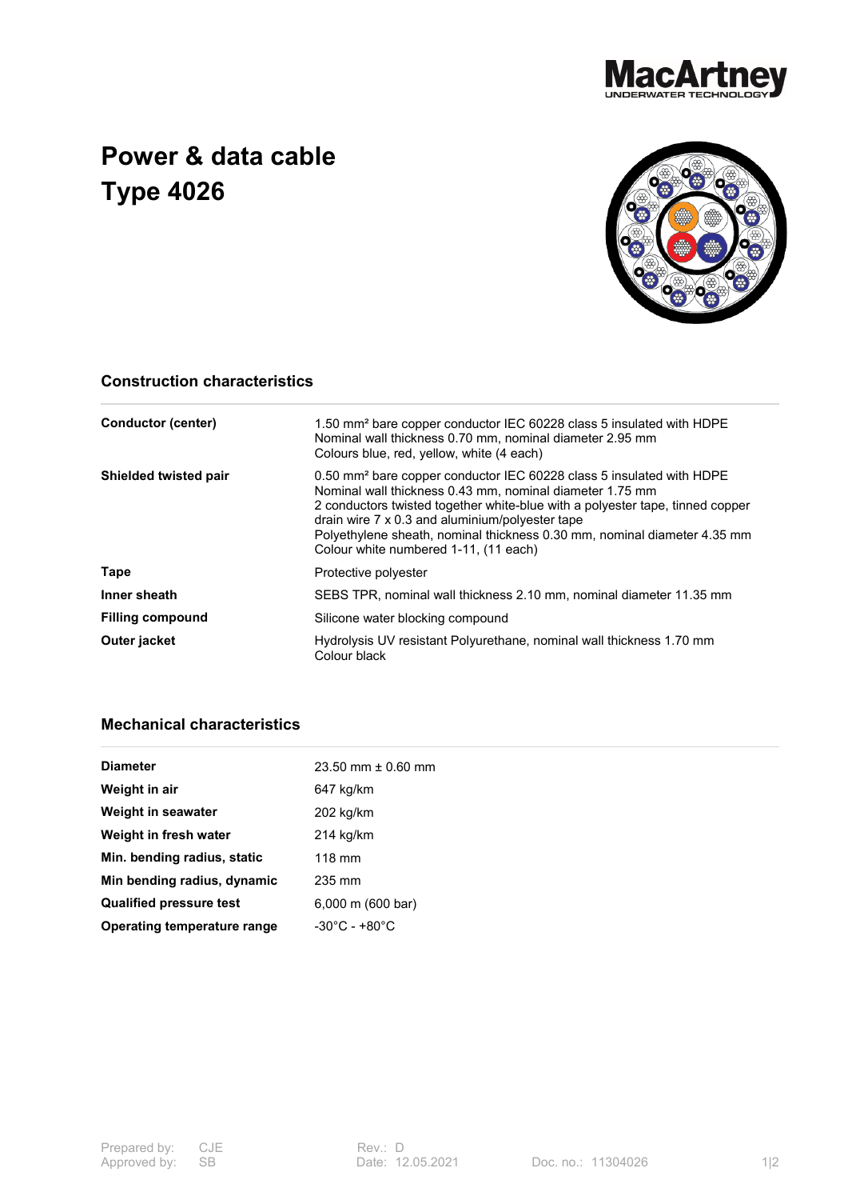# Power & data cable Type 4026

## Construction characteristics

| | |
|---|---|
| **Conductor (center)** | 1.50 mm² bare copper conductor IEC 60228 class 5 insulated with HDPE<br>Nominal wall thickness 0.70 mm, nominal diameter 2.95 mm<br>Colours blue, red, yellow, white (4 each) |
| **Shielded twisted pair** | 0.50 mm² bare copper conductor IEC 60228 class 5 insulated with HDPE<br>Nominal wall thickness 0.43 mm, nominal diameter 1.75 mm<br>2 conductors twisted together white-blue with a polyester tape, tinned copper drain wire 7 x 0.3 and aluminium/polyester tape<br>Polyethylene sheath, nominal thickness 0.30 mm, nominal diameter 4.35 mm<br>Colour white numbered 1-11, (11 each) |
| **Tape** | Protective polyester |
| **Inner sheath** | SEBS TPR, nominal wall thickness 2.10 mm, nominal diameter 11.35 mm |
| **Filling compound** | Silicone water blocking compound |
| **Outer jacket** | Hydrolysis UV resistant Polyurethane, nominal wall thickness 1.70 mm<br>Colour black |

## Mechanical characteristics

| | |
|---|---|
| **Diameter** | 23.50 mm ± 0.60 mm |
| **Weight in air** | 647 kg/km |
| **Weight in seawater** | 202 kg/km |
| **Weight in fresh water** | 214 kg/km |
| **Min. bending radius, static** | 118 mm |
| **Min bending radius, dynamic** | 235 mm |
| **Qualified pressure test** | 6,000 m (600 bar) |
| **Operating temperature range** | -30°C - +80°C |

Prepared by: CJE
Approved by: SB
Rev.: D
Date: 12.05.2021
Doc. no.: 11304026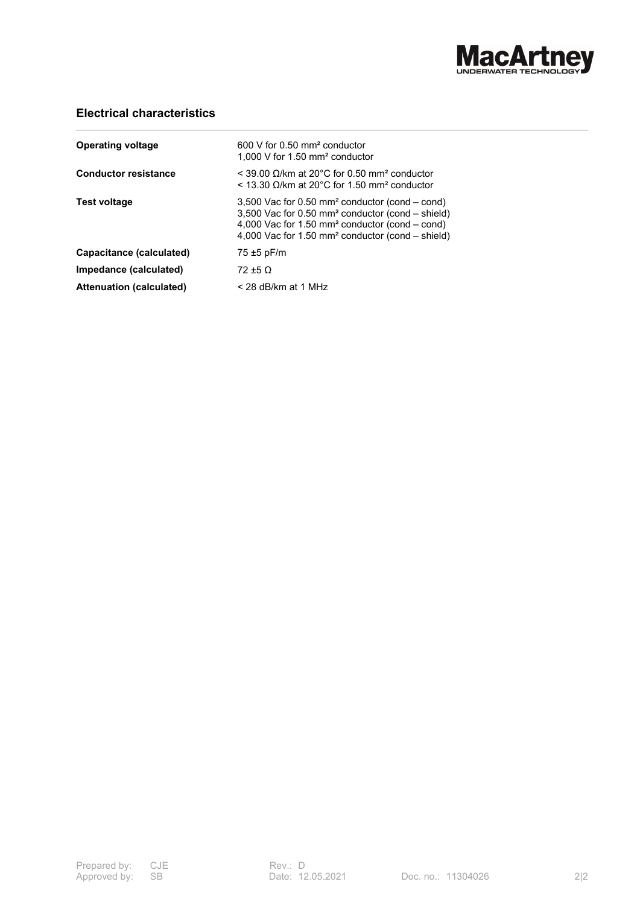## Electrical characteristics

| | |
|---|---|
| **Operating voltage** | 600 V for 0.50 mm² conductor<br>1,000 V for 1.50 mm² conductor |
| **Conductor resistance** | < 39.00 Ω/km at 20°C for 0.50 mm² conductor<br>< 13.30 Ω/km at 20°C for 1.50 mm² conductor |
| **Test voltage** | 3,500 Vac for 0.50 mm² conductor (cond – cond)<br>3,500 Vac for 0.50 mm² conductor (cond – shield)<br>4,000 Vac for 1.50 mm² conductor (cond – cond)<br>4,000 Vac for 1.50 mm² conductor (cond – shield) |
| **Capacitance (calculated)** | 75 ±5 pF/m |
| **Impedance (calculated)** | 72 ±5 Ω |
| **Attenuation (calculated)** | < 28 dB/km at 1 MHz |

Prepared by: CJE
Approved by: SB
Rev.: D
Date: 12.05.2021
Doc. no.: 11304026